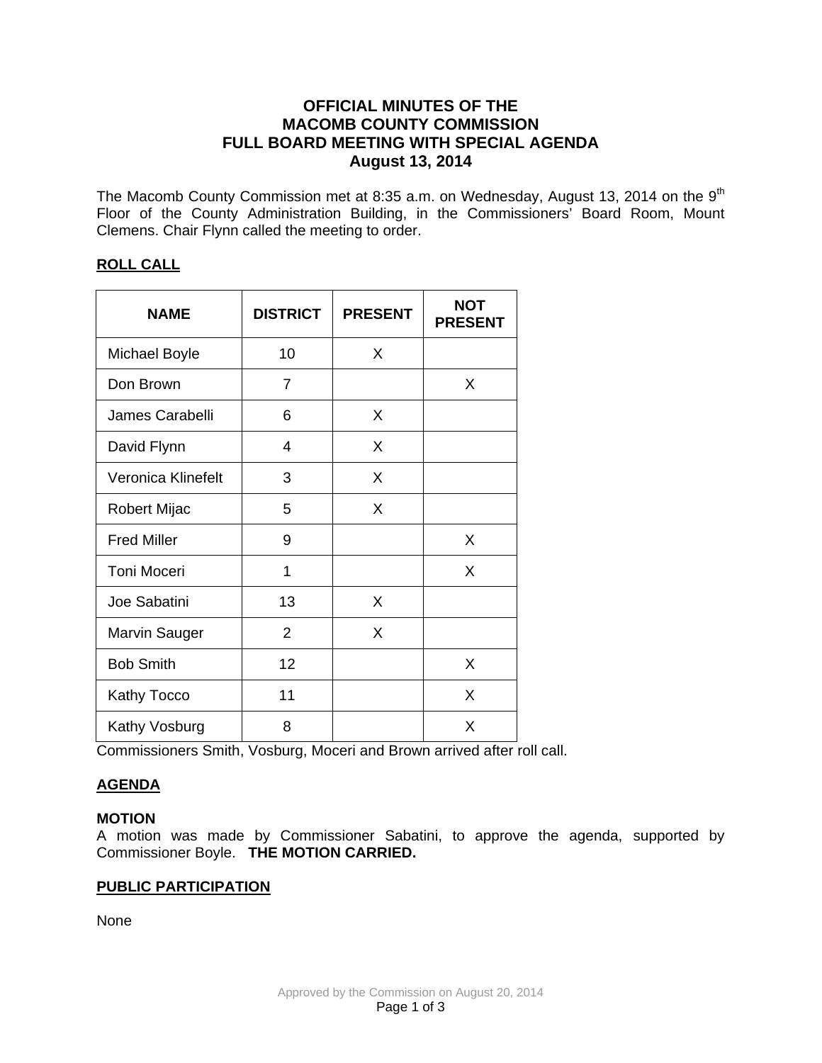# OFFICIAL MINUTES OF THE MACOMB COUNTY COMMISSION FULL BOARD MEETING WITH SPECIAL AGENDA August 13, 2014

The Macomb County Commission met at 8:35 a.m. on Wednesday, August 13, 2014 on the 9th Floor of the County Administration Building, in the Commissioners' Board Room, Mount Clemens. Chair Flynn called the meeting to order.

## ROLL CALL

| NAME | DISTRICT | PRESENT | NOT PRESENT |
|---|---|---|---|
| Michael Boyle | 10 | X | |
| Don Brown | 7 | | X |
| James Carabelli | 6 | X | |
| David Flynn | 4 | X | |
| Veronica Klinefelt | 3 | X | |
| Robert Mijac | 5 | X | |
| Fred Miller | 9 | | X |
| Toni Moceri | 1 | | X |
| Joe Sabatini | 13 | X | |
| Marvin Sauger | 2 | X | |
| Bob Smith | 12 | | X |
| Kathy Tocco | 11 | | X |
| Kathy Vosburg | 8 | | X |

Commissioners Smith, Vosburg, Moceri and Brown arrived after roll call.

## AGENDA

**MOTION**
A motion was made by Commissioner Sabatini, to approve the agenda, supported by Commissioner Boyle. **THE MOTION CARRIED.**

## PUBLIC PARTICIPATION

None

Approved by the Commission on August 20, 2014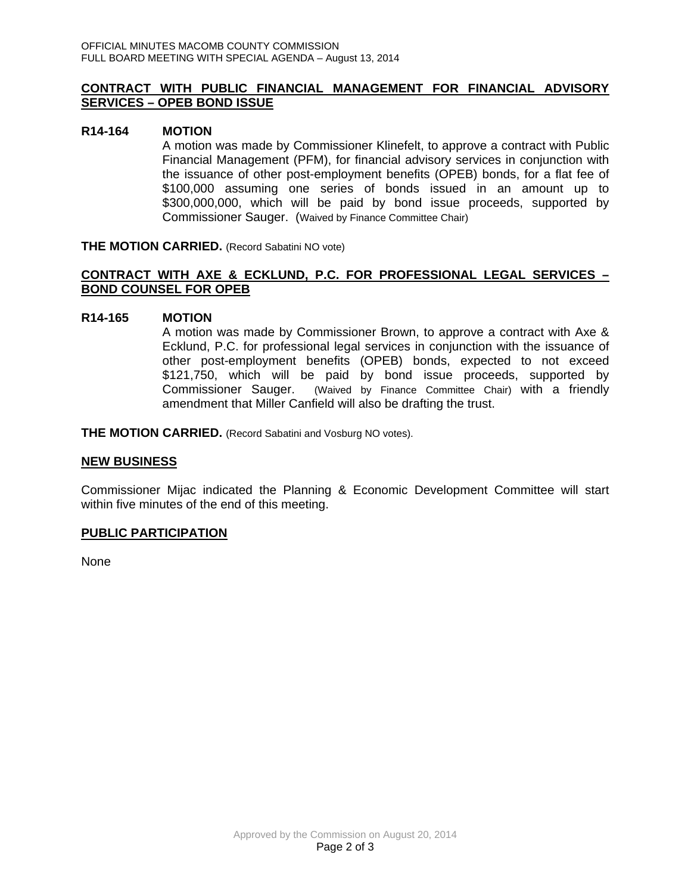## CONTRACT WITH PUBLIC FINANCIAL MANAGEMENT FOR FINANCIAL ADVISORY SERVICES – OPEB BOND ISSUE

**R14-164 MOTION**

A motion was made by Commissioner Klinefelt, to approve a contract with Public Financial Management (PFM), for financial advisory services in conjunction with the issuance of other post-employment benefits (OPEB) bonds, for a flat fee of $100,000 assuming one series of bonds issued in an amount up to $300,000,000, which will be paid by bond issue proceeds, supported by Commissioner Sauger. (Waived by Finance Committee Chair)

**THE MOTION CARRIED.** (Record Sabatini NO vote)

## CONTRACT WITH AXE & ECKLUND, P.C. FOR PROFESSIONAL LEGAL SERVICES – BOND COUNSEL FOR OPEB

**R14-165 MOTION**

A motion was made by Commissioner Brown, to approve a contract with Axe & Ecklund, P.C. for professional legal services in conjunction with the issuance of other post-employment benefits (OPEB) bonds, expected to not exceed $121,750, which will be paid by bond issue proceeds, supported by Commissioner Sauger. (Waived by Finance Committee Chair) with a friendly amendment that Miller Canfield will also be drafting the trust.

**THE MOTION CARRIED.** (Record Sabatini and Vosburg NO votes).

## NEW BUSINESS

Commissioner Mijac indicated the Planning & Economic Development Committee will start within five minutes of the end of this meeting.

## PUBLIC PARTICIPATION

None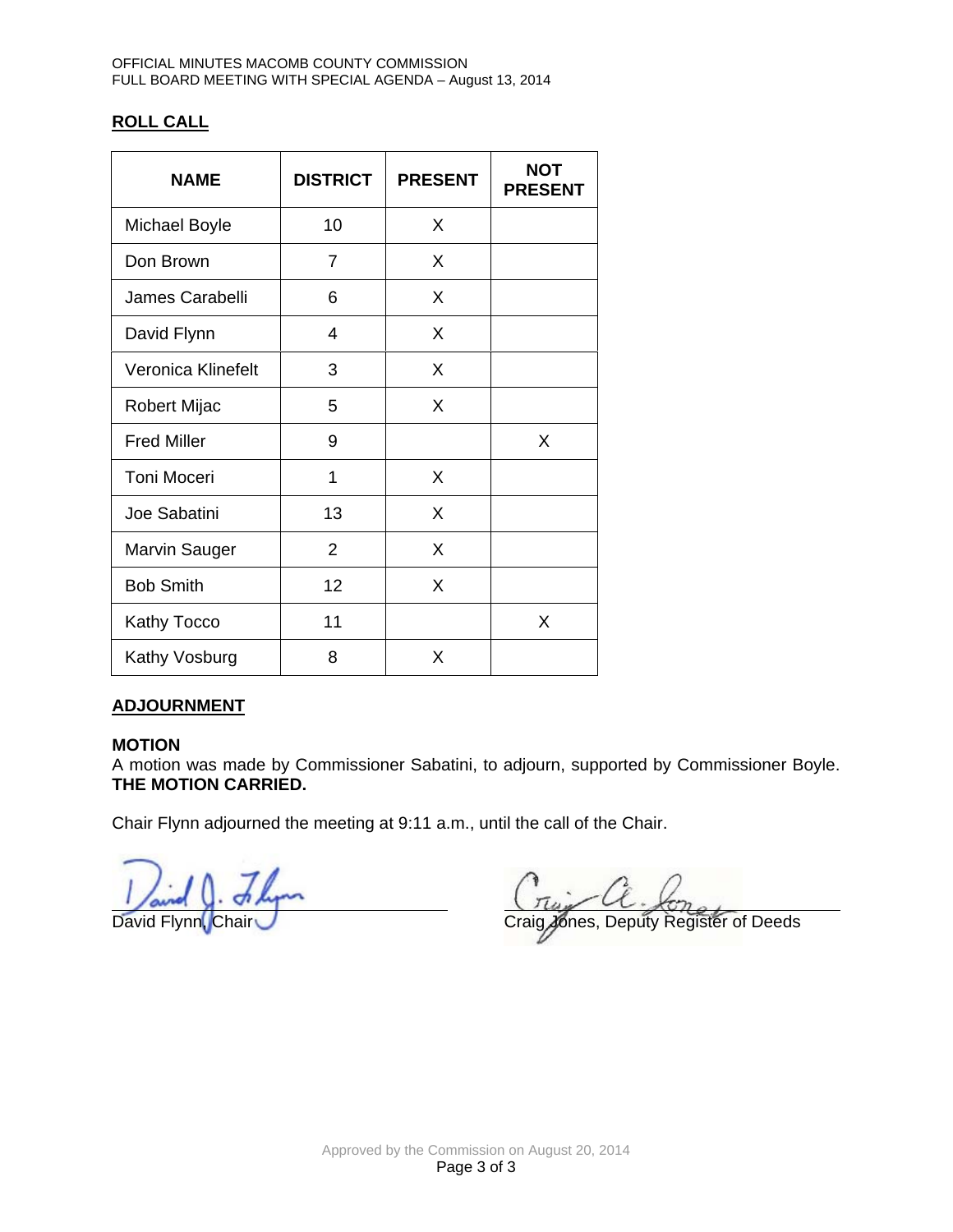## ROLL CALL

| NAME | DISTRICT | PRESENT | NOT PRESENT |
|---|---|---|---|
| Michael Boyle | 10 | X | |
| Don Brown | 7 | X | |
| James Carabelli | 6 | X | |
| David Flynn | 4 | X | |
| Veronica Klinefelt | 3 | X | |
| Robert Mijac | 5 | X | |
| Fred Miller | 9 | | X |
| Toni Moceri | 1 | X | |
| Joe Sabatini | 13 | X | |
| Marvin Sauger | 2 | X | |
| Bob Smith | 12 | X | |
| Kathy Tocco | 11 | | X |
| Kathy Vosburg | 8 | X | |

## ADJOURNMENT

**MOTION**
A motion was made by Commissioner Sabatini, to adjourn, supported by Commissioner Boyle.
**THE MOTION CARRIED.**

Chair Flynn adjourned the meeting at 9:11 a.m., until the call of the Chair.

David Flynn, Chair

Craig Jones, Deputy Register of Deeds

Approved by the Commission on August 20, 2014